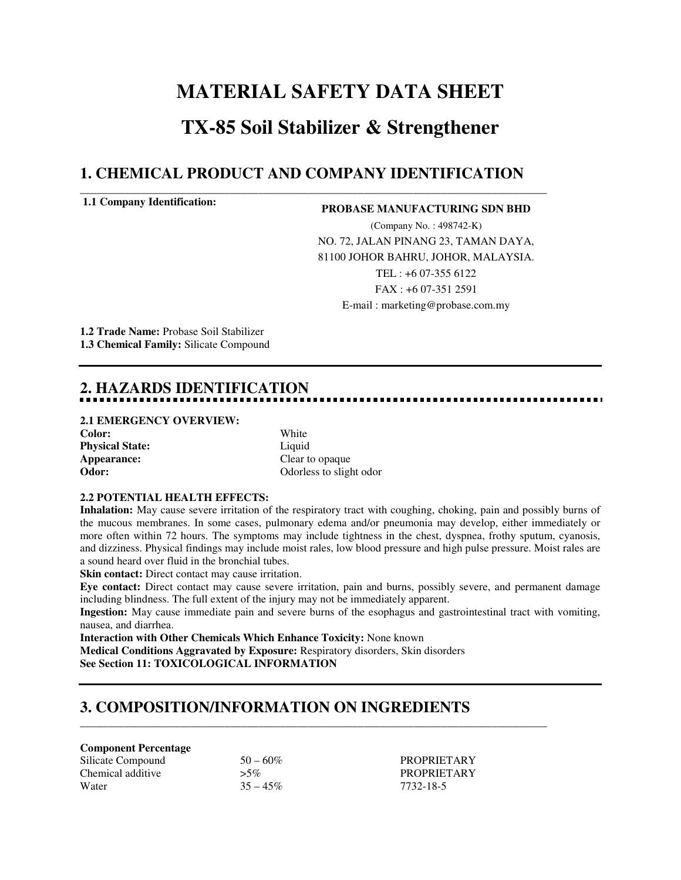# MATERIAL SAFETY DATA SHEET

# TX-85 Soil Stabilizer & Strengthener

## 1. CHEMICAL PRODUCT AND COMPANY IDENTIFICATION

**1.1 Company Identification:**

**PROBASE MANUFACTURING SDN BHD**
(Company No. : 498742-K)
NO. 72, JALAN PINANG 23, TAMAN DAYA,
81100 JOHOR BAHRU, JOHOR, MALAYSIA.
TEL : +6 07-355 6122
FAX : +6 07-351 2591
E-mail : marketing@probase.com.my

**1.2 Trade Name:** Probase Soil Stabilizer
**1.3 Chemical Family:** Silicate Compound

## 2. HAZARDS IDENTIFICATION

**2.1 EMERGENCY OVERVIEW:**

| | |
|---|---|
| **Color:** | White |
| **Physical State:** | Liquid |
| **Appearance:** | Clear to opaque |
| **Odor:** | Odorless to slight odor |

**2.2 POTENTIAL HEALTH EFFECTS:**

**Inhalation:** May cause severe irritation of the respiratory tract with coughing, choking, pain and possibly burns of the mucous membranes. In some cases, pulmonary edema and/or pneumonia may develop, either immediately or more often within 72 hours. The symptoms may include tightness in the chest, dyspnea, frothy sputum, cyanosis, and dizziness. Physical findings may include moist rales, low blood pressure and high pulse pressure. Moist rales are a sound heard over fluid in the bronchial tubes.

**Skin contact:** Direct contact may cause irritation.

**Eye contact:** Direct contact may cause severe irritation, pain and burns, possibly severe, and permanent damage including blindness. The full extent of the injury may not be immediately apparent.

**Ingestion:** May cause immediate pain and severe burns of the esophagus and gastrointestinal tract with vomiting, nausea, and diarrhea.

**Interaction with Other Chemicals Which Enhance Toxicity:** None known

**Medical Conditions Aggravated by Exposure:** Respiratory disorders, Skin disorders

**See Section 11: TOXICOLOGICAL INFORMATION**

## 3. COMPOSITION/INFORMATION ON INGREDIENTS

**Component Percentage**

| | | |
|---|---|---|
| Silicate Compound | 50 – 60% | PROPRIETARY |
| Chemical additive | >5% | PROPRIETARY |
| Water | 35 – 45% | 7732-18-5 |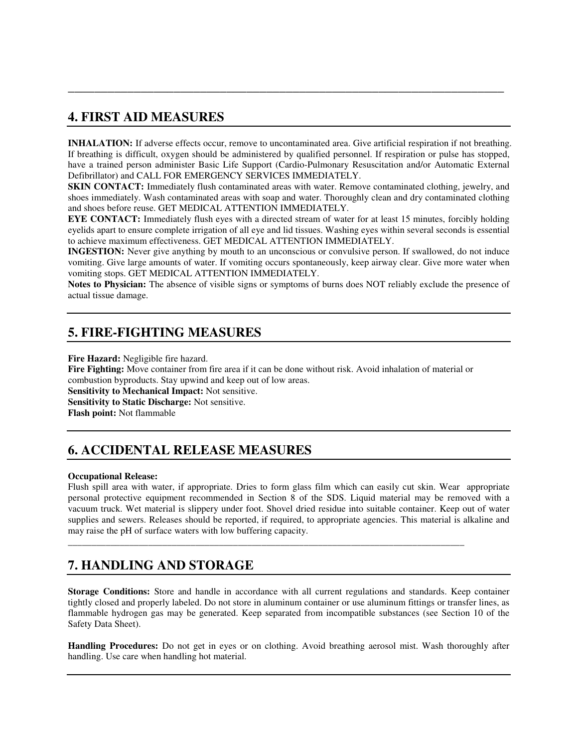## 4. FIRST AID MEASURES

**INHALATION:** If adverse effects occur, remove to uncontaminated area. Give artificial respiration if not breathing. If breathing is difficult, oxygen should be administered by qualified personnel. If respiration or pulse has stopped, have a trained person administer Basic Life Support (Cardio-Pulmonary Resuscitation and/or Automatic External Defibrillator) and CALL FOR EMERGENCY SERVICES IMMEDIATELY.
**SKIN CONTACT:** Immediately flush contaminated areas with water. Remove contaminated clothing, jewelry, and shoes immediately. Wash contaminated areas with soap and water. Thoroughly clean and dry contaminated clothing and shoes before reuse. GET MEDICAL ATTENTION IMMEDIATELY.
**EYE CONTACT:** Immediately flush eyes with a directed stream of water for at least 15 minutes, forcibly holding eyelids apart to ensure complete irrigation of all eye and lid tissues. Washing eyes within several seconds is essential to achieve maximum effectiveness. GET MEDICAL ATTENTION IMMEDIATELY.
**INGESTION:** Never give anything by mouth to an unconscious or convulsive person. If swallowed, do not induce vomiting. Give large amounts of water. If vomiting occurs spontaneously, keep airway clear. Give more water when vomiting stops. GET MEDICAL ATTENTION IMMEDIATELY.
**Notes to Physician:** The absence of visible signs or symptoms of burns does NOT reliably exclude the presence of actual tissue damage.

## 5. FIRE-FIGHTING MEASURES

**Fire Hazard:** Negligible fire hazard.
**Fire Fighting:** Move container from fire area if it can be done without risk. Avoid inhalation of material or combustion byproducts. Stay upwind and keep out of low areas.
**Sensitivity to Mechanical Impact:** Not sensitive.
**Sensitivity to Static Discharge:** Not sensitive.
**Flash point:** Not flammable

## 6. ACCIDENTAL RELEASE MEASURES

**Occupational Release:**
Flush spill area with water, if appropriate. Dries to form glass film which can easily cut skin. Wear appropriate personal protective equipment recommended in Section 8 of the SDS. Liquid material may be removed with a vacuum truck. Wet material is slippery under foot. Shovel dried residue into suitable container. Keep out of water supplies and sewers. Releases should be reported, if required, to appropriate agencies. This material is alkaline and may raise the pH of surface waters with low buffering capacity.

## 7. HANDLING AND STORAGE

**Storage Conditions:** Store and handle in accordance with all current regulations and standards. Keep container tightly closed and properly labeled. Do not store in aluminum container or use aluminum fittings or transfer lines, as flammable hydrogen gas may be generated. Keep separated from incompatible substances (see Section 10 of the Safety Data Sheet).

**Handling Procedures:** Do not get in eyes or on clothing. Avoid breathing aerosol mist. Wash thoroughly after handling. Use care when handling hot material.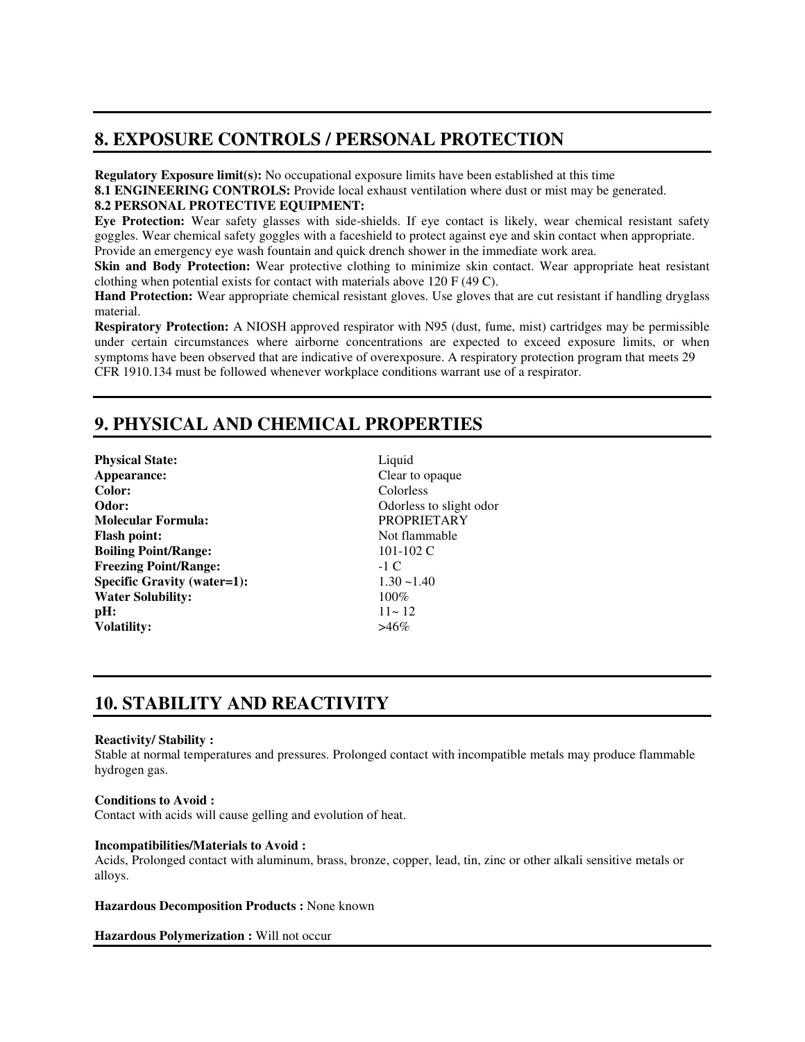## 8. EXPOSURE CONTROLS / PERSONAL PROTECTION

**Regulatory Exposure limit(s):** No occupational exposure limits have been established at this time

**8.1 ENGINEERING CONTROLS:** Provide local exhaust ventilation where dust or mist may be generated.

**8.2 PERSONAL PROTECTIVE EQUIPMENT:**

**Eye Protection:** Wear safety glasses with side-shields. If eye contact is likely, wear chemical resistant safety goggles. Wear chemical safety goggles with a faceshield to protect against eye and skin contact when appropriate. Provide an emergency eye wash fountain and quick drench shower in the immediate work area.

**Skin and Body Protection:** Wear protective clothing to minimize skin contact. Wear appropriate heat resistant clothing when potential exists for contact with materials above 120 F (49 C).

**Hand Protection:** Wear appropriate chemical resistant gloves. Use gloves that are cut resistant if handling dryglass material.

**Respiratory Protection:** A NIOSH approved respirator with N95 (dust, fume, mist) cartridges may be permissible under certain circumstances where airborne concentrations are expected to exceed exposure limits, or when symptoms have been observed that are indicative of overexposure. A respiratory protection program that meets 29 CFR 1910.134 must be followed whenever workplace conditions warrant use of a respirator.

## 9. PHYSICAL AND CHEMICAL PROPERTIES

| | |
|---|---|
| **Physical State:** | Liquid |
| **Appearance:** | Clear to opaque |
| **Color:** | Colorless |
| **Odor:** | Odorless to slight odor |
| **Molecular Formula:** | PROPRIETARY |
| **Flash point:** | Not flammable |
| **Boiling Point/Range:** | 101-102 C |
| **Freezing Point/Range:** | -1 C |
| **Specific Gravity (water=1):** | 1.30 ~1.40 |
| **Water Solubility:** | 100% |
| **pH:** | 11~ 12 |
| **Volatility:** | >46% |

## 10. STABILITY AND REACTIVITY

**Reactivity/ Stability :**

Stable at normal temperatures and pressures. Prolonged contact with incompatible metals may produce flammable hydrogen gas.

**Conditions to Avoid :**

Contact with acids will cause gelling and evolution of heat.

**Incompatibilities/Materials to Avoid :**

Acids, Prolonged contact with aluminum, brass, bronze, copper, lead, tin, zinc or other alkali sensitive metals or alloys.

**Hazardous Decomposition Products :** None known

**Hazardous Polymerization :** Will not occur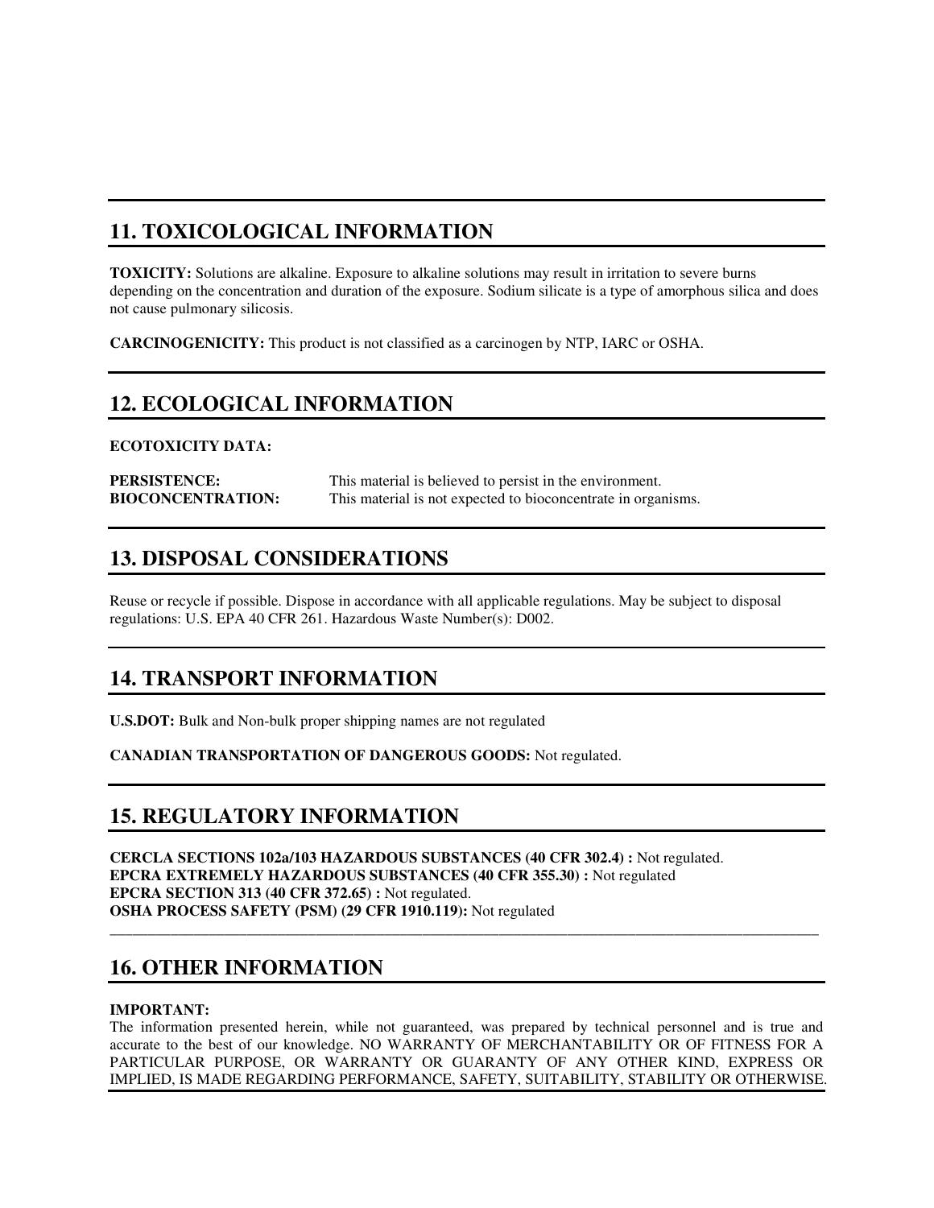## 11. TOXICOLOGICAL INFORMATION

**TOXICITY:** Solutions are alkaline. Exposure to alkaline solutions may result in irritation to severe burns depending on the concentration and duration of the exposure. Sodium silicate is a type of amorphous silica and does not cause pulmonary silicosis.

**CARCINOGENICITY:** This product is not classified as a carcinogen by NTP, IARC or OSHA.

## 12. ECOLOGICAL INFORMATION

**ECOTOXICITY DATA:**

**PERSISTENCE:** This material is believed to persist in the environment.
**BIOCONCENTRATION:** This material is not expected to bioconcentrate in organisms.

## 13. DISPOSAL CONSIDERATIONS

Reuse or recycle if possible. Dispose in accordance with all applicable regulations. May be subject to disposal regulations: U.S. EPA 40 CFR 261. Hazardous Waste Number(s): D002.

## 14. TRANSPORT INFORMATION

**U.S.DOT:** Bulk and Non-bulk proper shipping names are not regulated

**CANADIAN TRANSPORTATION OF DANGEROUS GOODS:** Not regulated.

## 15. REGULATORY INFORMATION

**CERCLA SECTIONS 102a/103 HAZARDOUS SUBSTANCES (40 CFR 302.4) :** Not regulated.
**EPCRA EXTREMELY HAZARDOUS SUBSTANCES (40 CFR 355.30) :** Not regulated
**EPCRA SECTION 313 (40 CFR 372.65) :** Not regulated.
**OSHA PROCESS SAFETY (PSM) (29 CFR 1910.119):** Not regulated

## 16. OTHER INFORMATION

**IMPORTANT:**
The information presented herein, while not guaranteed, was prepared by technical personnel and is true and accurate to the best of our knowledge. NO WARRANTY OF MERCHANTABILITY OR OF FITNESS FOR A PARTICULAR PURPOSE, OR WARRANTY OR GUARANTY OF ANY OTHER KIND, EXPRESS OR IMPLIED, IS MADE REGARDING PERFORMANCE, SAFETY, SUITABILITY, STABILITY OR OTHERWISE.